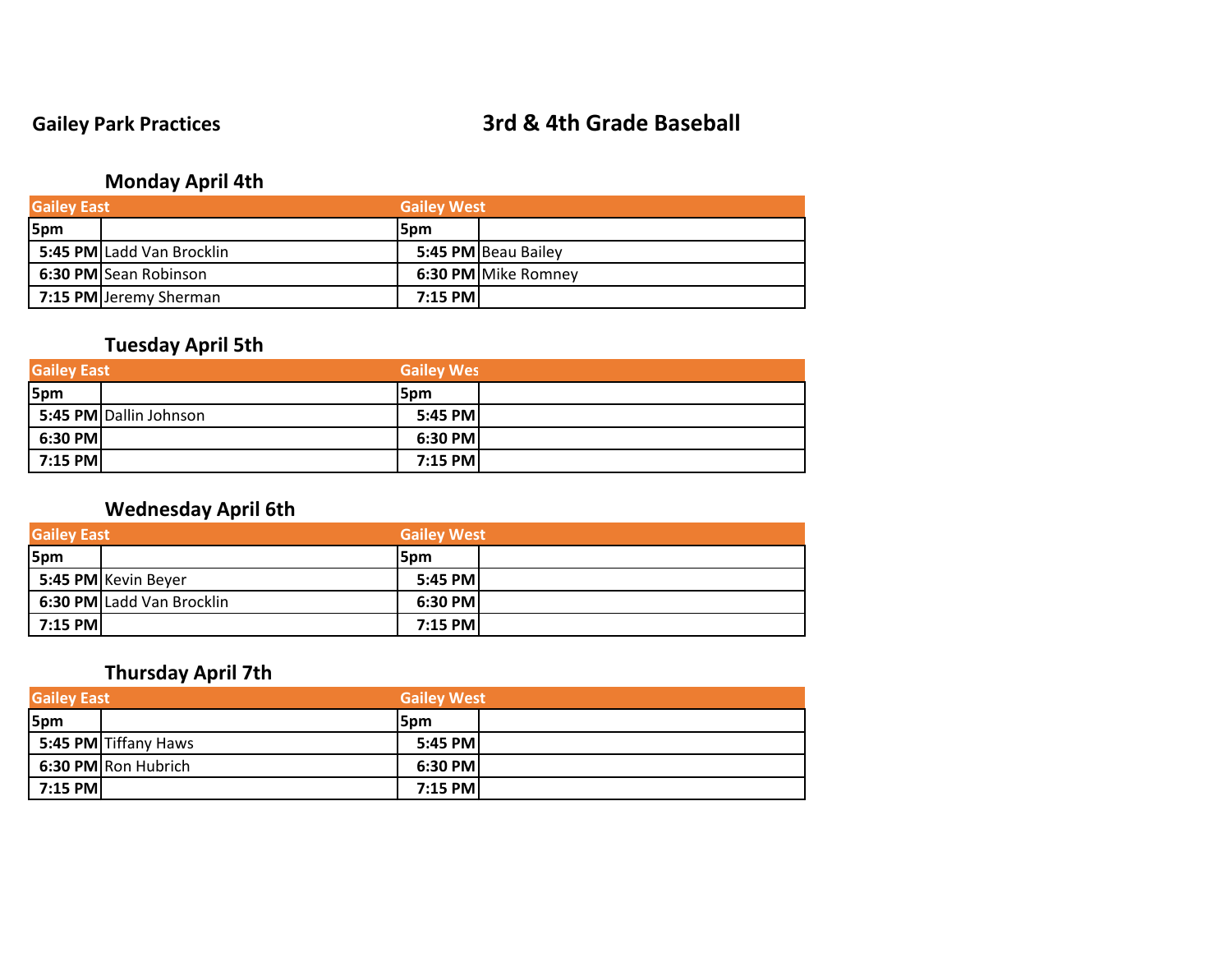**Gailey Park Practices**

# 3rd & 4th Grade Baseball

## Monday April 4th

| Gailey East | | Gailey West | |
|---|---|---|---|
| 5pm | | 5pm | |
| 5:45 PM | Ladd Van Brocklin | 5:45 PM | Beau Bailey |
| 6:30 PM | Sean Robinson | 6:30 PM | Mike Romney |
| 7:15 PM | Jeremy Sherman | 7:15 PM | |

## Tuesday April 5th

| Gailey East | | Gailey Wes | |
|---|---|---|---|
| 5pm | | 5pm | |
| 5:45 PM | Dallin Johnson | 5:45 PM | |
| 6:30 PM | | 6:30 PM | |
| 7:15 PM | | 7:15 PM | |

## Wednesday April 6th

| Gailey East | | Gailey West | |
|---|---|---|---|
| 5pm | | 5pm | |
| 5:45 PM | Kevin Beyer | 5:45 PM | |
| 6:30 PM | Ladd Van Brocklin | 6:30 PM | |
| 7:15 PM | | 7:15 PM | |

## Thursday April 7th

| Gailey East | | Gailey West | |
|---|---|---|---|
| 5pm | | 5pm | |
| 5:45 PM | Tiffany Haws | 5:45 PM | |
| 6:30 PM | Ron Hubrich | 6:30 PM | |
| 7:15 PM | | 7:15 PM | |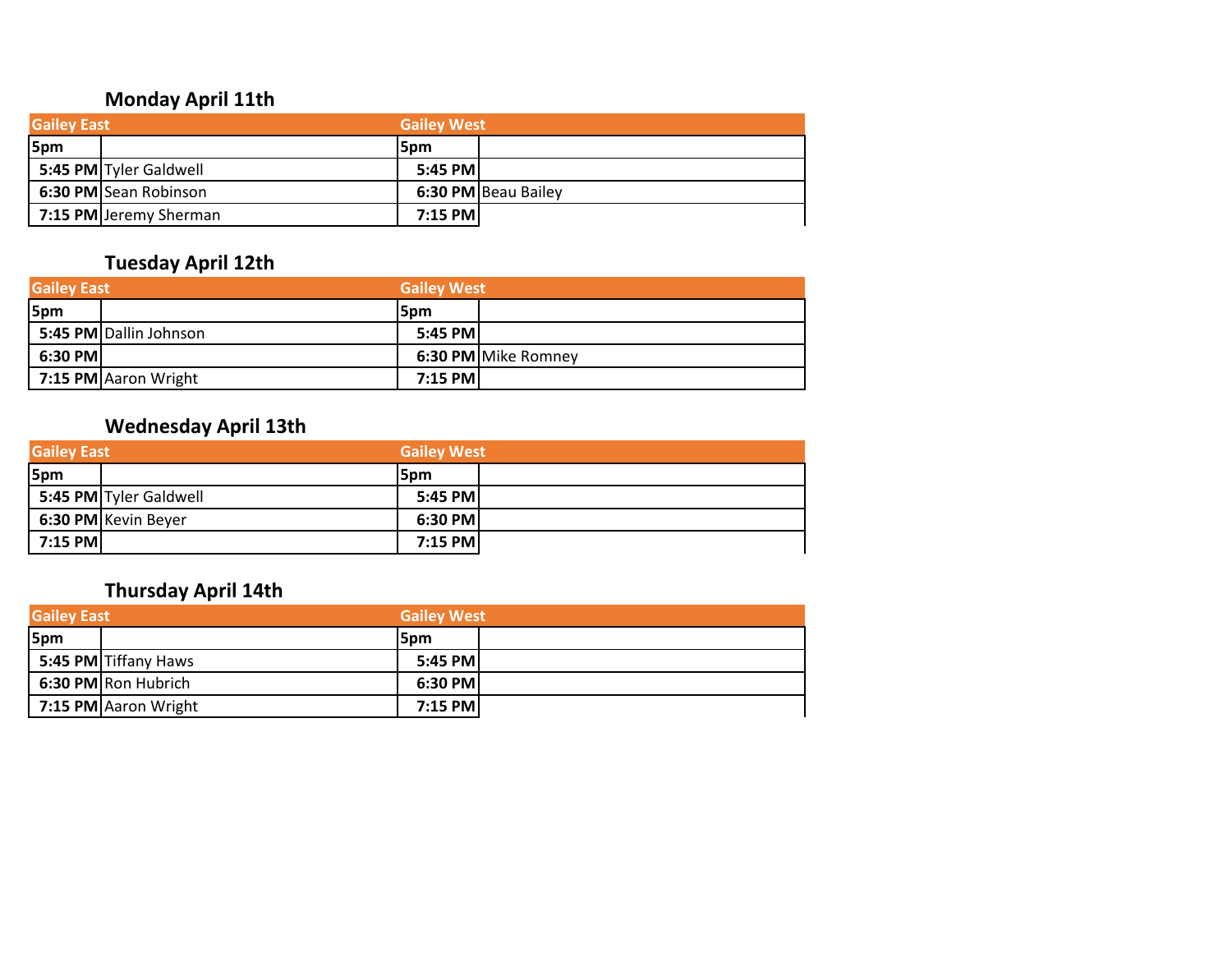## Monday April 11th

| Gailey East | | Gailey West | |
|---|---|---|---|
| 5pm | | 5pm | |
| 5:45 PM | Tyler Galdwell | 5:45 PM | |
| 6:30 PM | Sean Robinson | 6:30 PM | Beau Bailey |
| 7:15 PM | Jeremy Sherman | 7:15 PM | |

## Tuesday April 12th

| Gailey East | | Gailey West | |
|---|---|---|---|
| 5pm | | 5pm | |
| 5:45 PM | Dallin Johnson | 5:45 PM | |
| 6:30 PM | | 6:30 PM | Mike Romney |
| 7:15 PM | Aaron Wright | 7:15 PM | |

## Wednesday April 13th

| Gailey East | | Gailey West | |
|---|---|---|---|
| 5pm | | 5pm | |
| 5:45 PM | Tyler Galdwell | 5:45 PM | |
| 6:30 PM | Kevin Beyer | 6:30 PM | |
| 7:15 PM | | 7:15 PM | |

## Thursday April 14th

| Gailey East | | Gailey West | |
|---|---|---|---|
| 5pm | | 5pm | |
| 5:45 PM | Tiffany Haws | 5:45 PM | |
| 6:30 PM | Ron Hubrich | 6:30 PM | |
| 7:15 PM | Aaron Wright | 7:15 PM | |